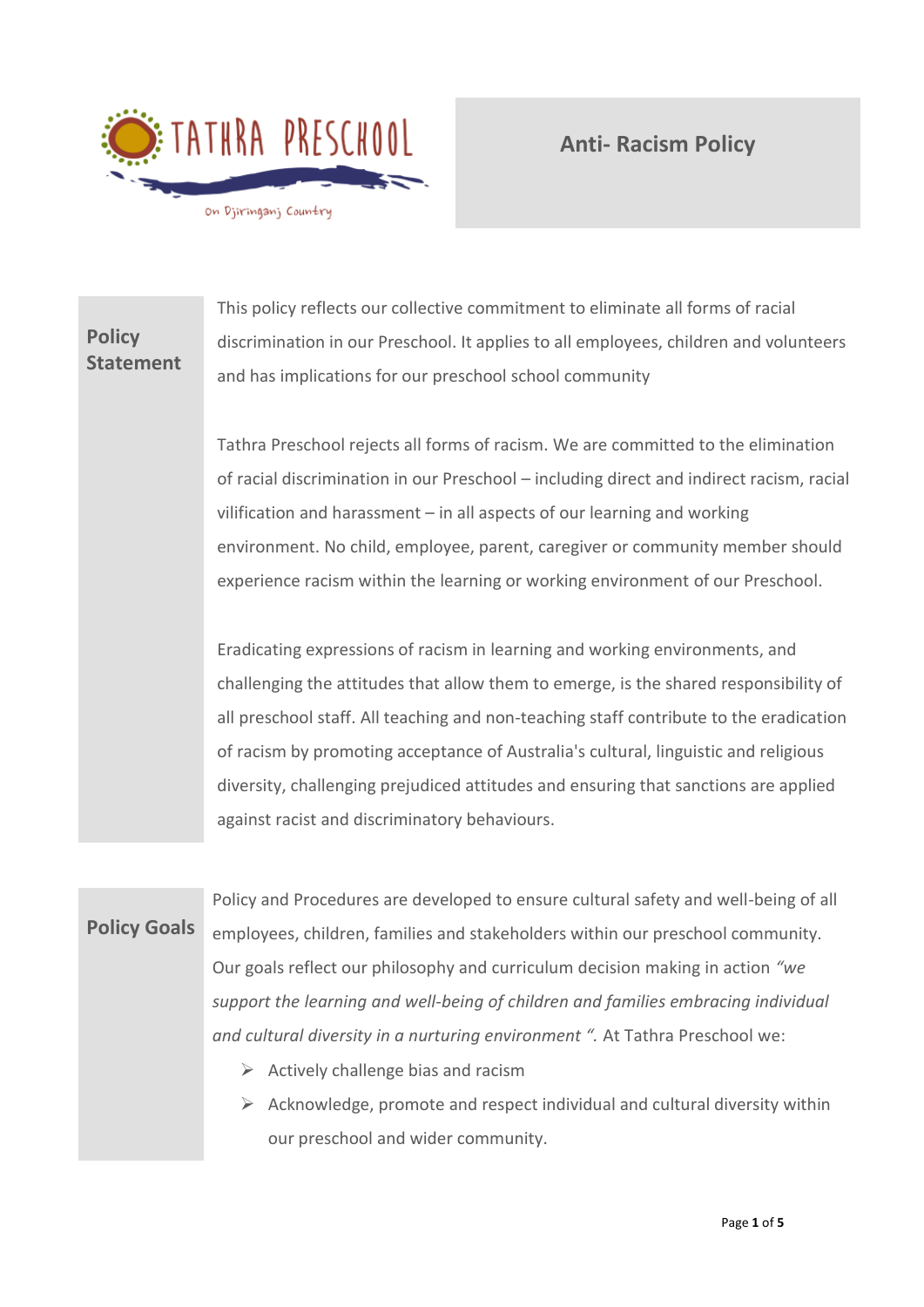TATHRA PRESCHOOL

On Djiringanj Country

# Anti- Racism Policy

## Policy Statement

This policy reflects our collective commitment to eliminate all forms of racial discrimination in our Preschool. It applies to all employees, children and volunteers and has implications for our preschool school community

Tathra Preschool rejects all forms of racism. We are committed to the elimination of racial discrimination in our Preschool – including direct and indirect racism, racial vilification and harassment – in all aspects of our learning and working environment. No child, employee, parent, caregiver or community member should experience racism within the learning or working environment of our Preschool.

Eradicating expressions of racism in learning and working environments, and challenging the attitudes that allow them to emerge, is the shared responsibility of all preschool staff. All teaching and non-teaching staff contribute to the eradication of racism by promoting acceptance of Australia's cultural, linguistic and religious diversity, challenging prejudiced attitudes and ensuring that sanctions are applied against racist and discriminatory behaviours.

## Policy Goals

Policy and Procedures are developed to ensure cultural safety and well-being of all employees, children, families and stakeholders within our preschool community. Our goals reflect our philosophy and curriculum decision making in action *"we support the learning and well-being of children and families embracing individual and cultural diversity in a nurturing environment ".* At Tathra Preschool we:

- Actively challenge bias and racism
- Acknowledge, promote and respect individual and cultural diversity within our preschool and wider community.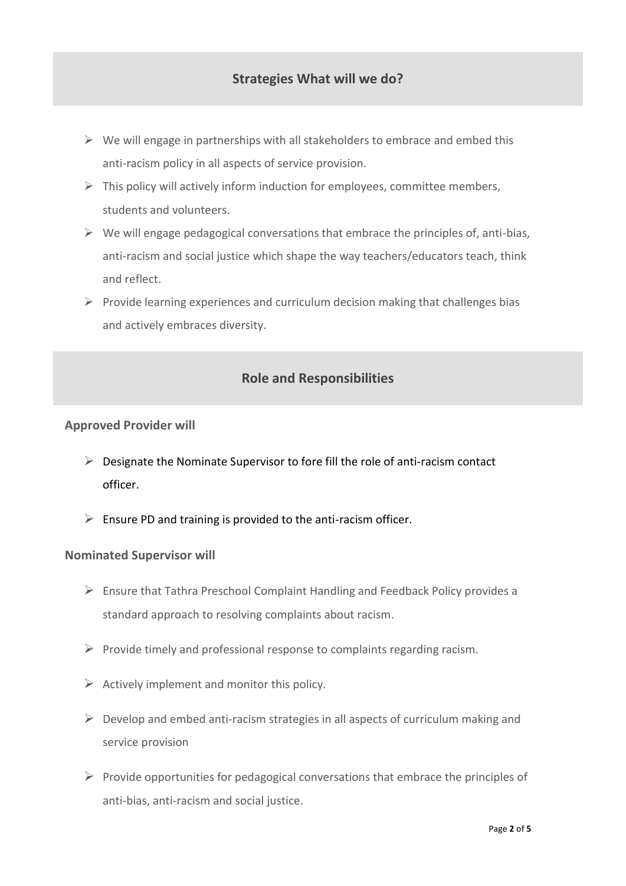## Strategies What will we do?

- We will engage in partnerships with all stakeholders to embrace and embed this anti-racism policy in all aspects of service provision.
- This policy will actively inform induction for employees, committee members, students and volunteers.
- We will engage pedagogical conversations that embrace the principles of, anti-bias, anti-racism and social justice which shape the way teachers/educators teach, think and reflect.
- Provide learning experiences and curriculum decision making that challenges bias and actively embraces diversity.

## Role and Responsibilities

### Approved Provider will

- Designate the Nominate Supervisor to fore fill the role of anti-racism contact officer.
- Ensure PD and training is provided to the anti-racism officer.

### Nominated Supervisor will

- Ensure that Tathra Preschool Complaint Handling and Feedback Policy provides a standard approach to resolving complaints about racism.
- Provide timely and professional response to complaints regarding racism.
- Actively implement and monitor this policy.
- Develop and embed anti-racism strategies in all aspects of curriculum making and service provision
- Provide opportunities for pedagogical conversations that embrace the principles of anti-bias, anti-racism and social justice.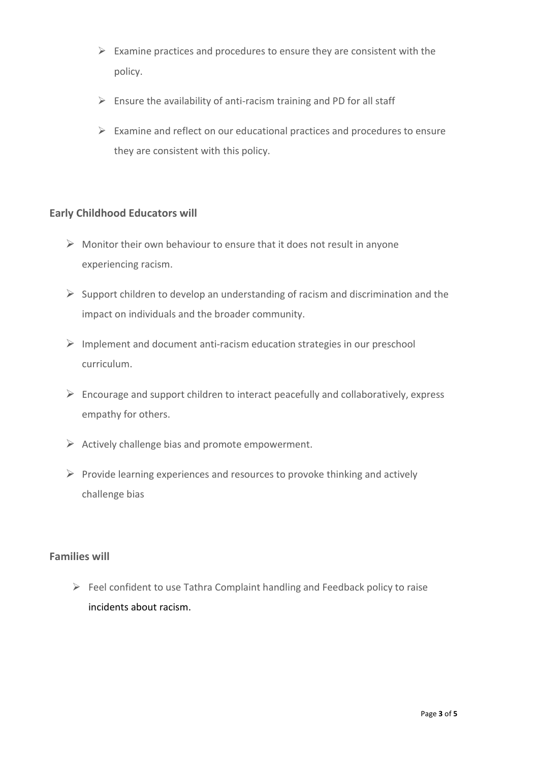- Examine practices and procedures to ensure they are consistent with the policy.
- Ensure the availability of anti-racism training and PD for all staff
- Examine and reflect on our educational practices and procedures to ensure they are consistent with this policy.

**Early Childhood Educators will**

- Monitor their own behaviour to ensure that it does not result in anyone experiencing racism.
- Support children to develop an understanding of racism and discrimination and the impact on individuals and the broader community.
- Implement and document anti-racism education strategies in our preschool curriculum.
- Encourage and support children to interact peacefully and collaboratively, express empathy for others.
- Actively challenge bias and promote empowerment.
- Provide learning experiences and resources to provoke thinking and actively challenge bias

**Families will**

- Feel confident to use Tathra Complaint handling and Feedback policy to raise incidents about racism.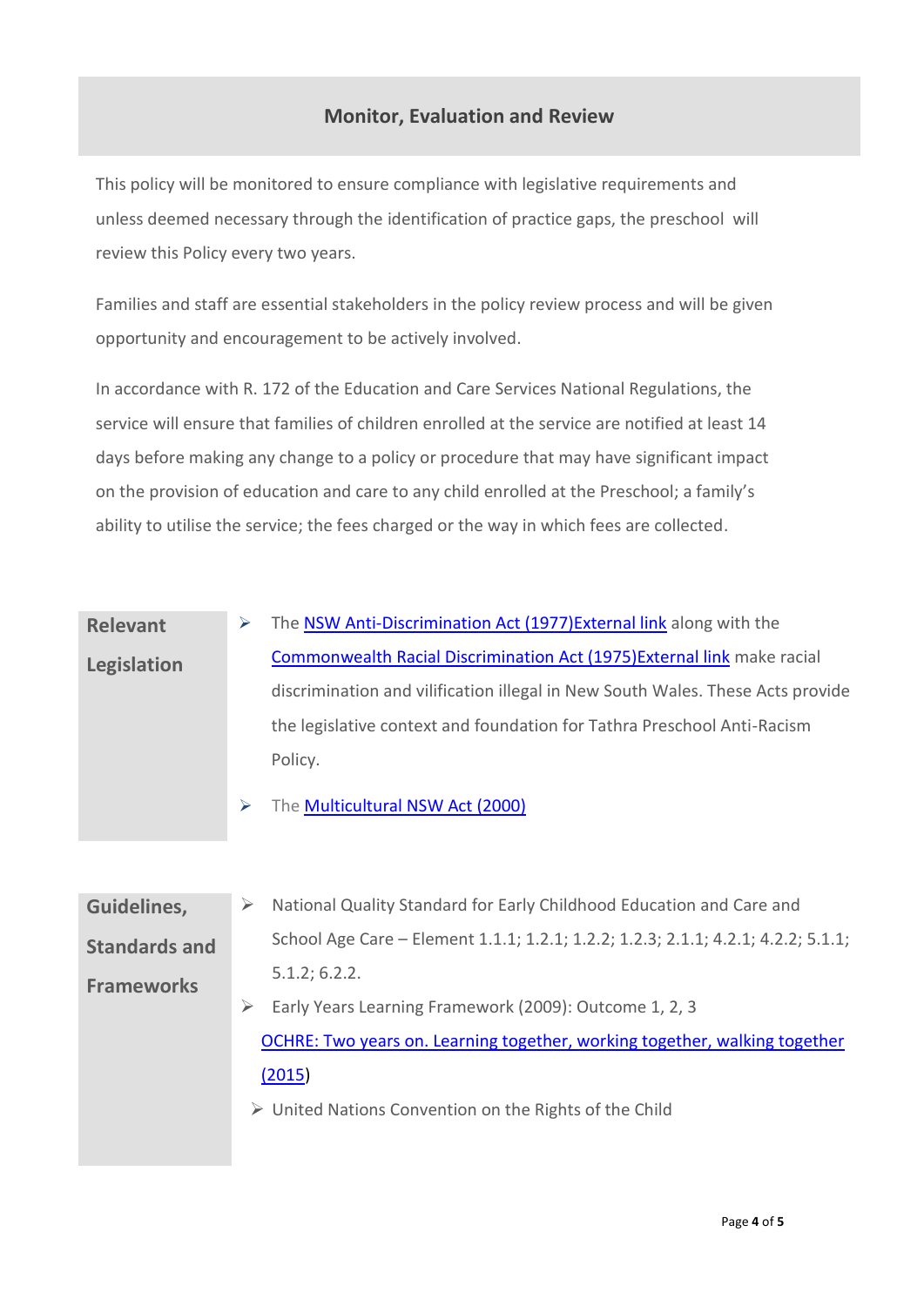## Monitor, Evaluation and Review

This policy will be monitored to ensure compliance with legislative requirements and unless deemed necessary through the identification of practice gaps, the preschool will review this Policy every two years.

Families and staff are essential stakeholders in the policy review process and will be given opportunity and encouragement to be actively involved.

In accordance with R. 172 of the Education and Care Services National Regulations, the service will ensure that families of children enrolled at the service are notified at least 14 days before making any change to a policy or procedure that may have significant impact on the provision of education and care to any child enrolled at the Preschool; a family's ability to utilise the service; the fees charged or the way in which fees are collected.

| **Relevant Legislation** | <ul><li>The NSW Anti-Discrimination Act (1977)External link along with the Commonwealth Racial Discrimination Act (1975)External link make racial discrimination and vilification illegal in New South Wales. These Acts provide the legislative context and foundation for Tathra Preschool Anti-Racism Policy.</li><li>The Multicultural NSW Act (2000)</li></ul> |
|---|---|

| **Guidelines, Standards and Frameworks** | <ul><li>National Quality Standard for Early Childhood Education and Care and School Age Care – Element 1.1.1; 1.2.1; 1.2.2; 1.2.3; 2.1.1; 4.2.1; 4.2.2; 5.1.1; 5.1.2; 6.2.2.</li><li>Early Years Learning Framework (2009): Outcome 1, 2, 3</li></ul>OCHRE: Two years on. Learning together, working together, walking together (2015)<ul><li>United Nations Convention on the Rights of the Child</li></ul> |
|---|---|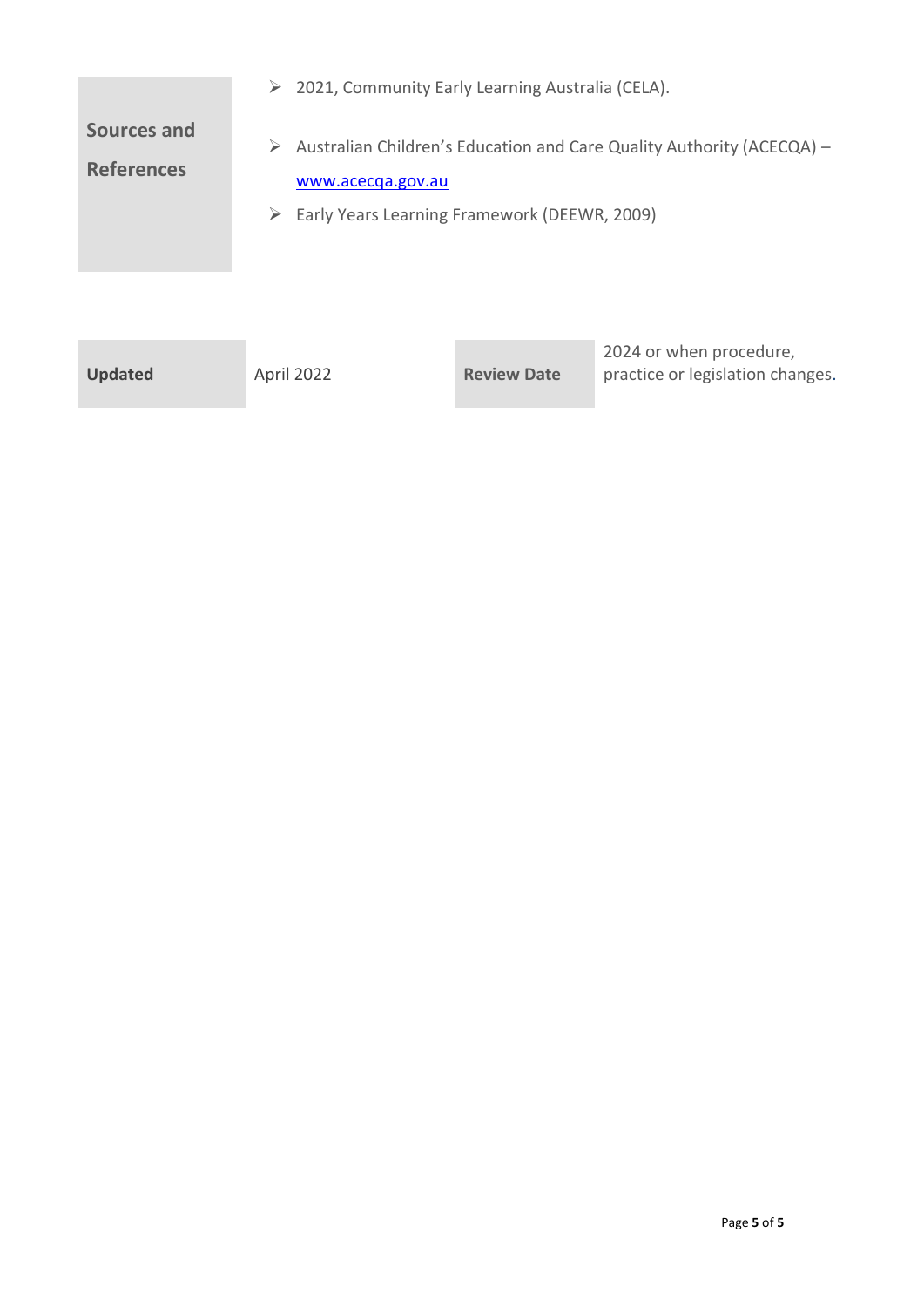| | |
|---|---|
| **Sources and References** | ➢ 2021, Community Early Learning Australia (CELA).<br>➢ Australian Children's Education and Care Quality Authority (ACECQA) – [www.acecqa.gov.au](http://www.acecqa.gov.au)<br>➢ Early Years Learning Framework (DEEWR, 2009) |

| | | | |
|---|---|---|---|
| **Updated** | April 2022 | **Review Date** | 2024 or when procedure, practice or legislation changes. |